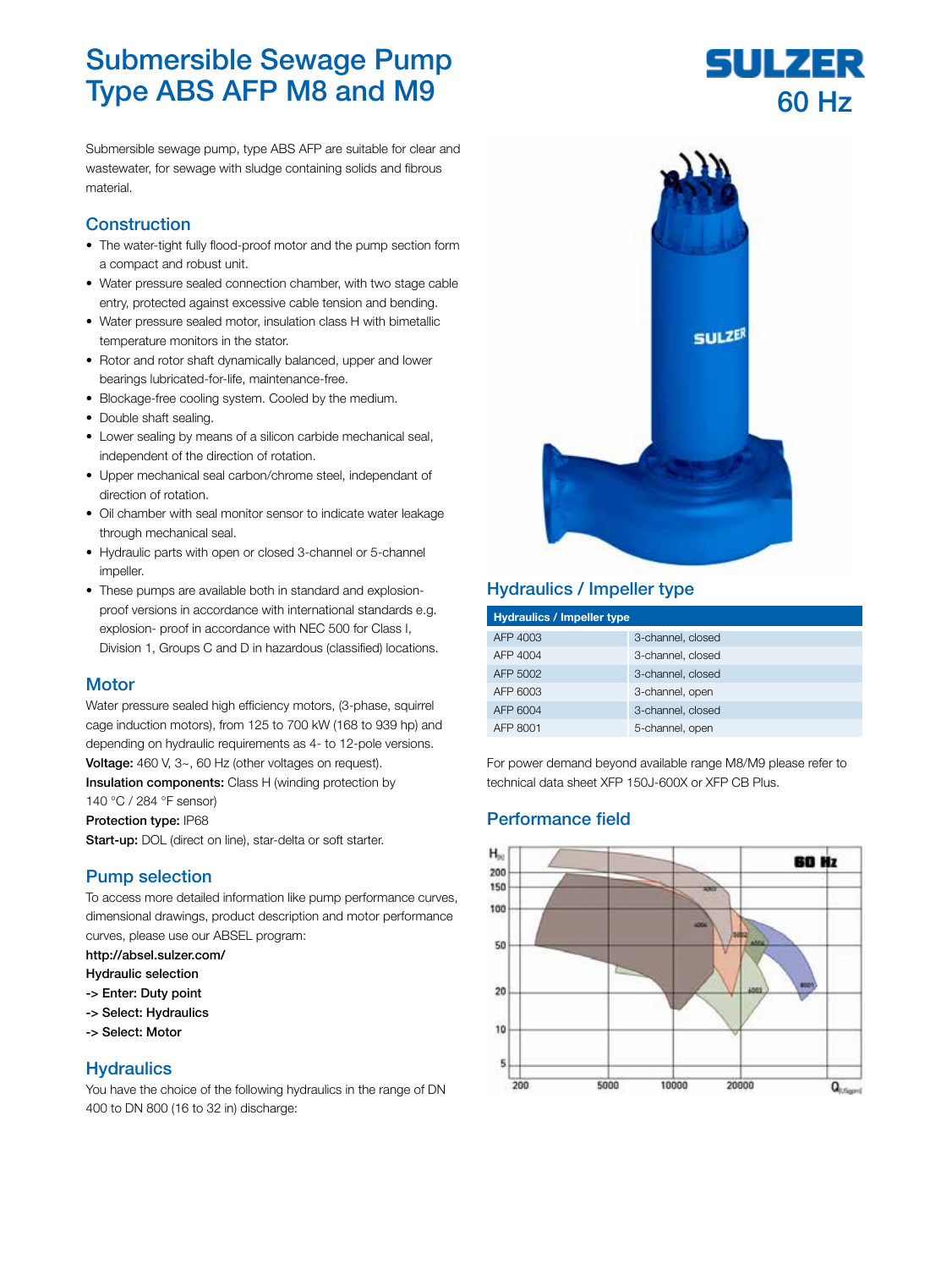# Submersible Sewage Pump Type ABS AFP M8 and M9

SULZER

60 Hz

Submersible sewage pump, type ABS AFP are suitable for clear and wastewater, for sewage with sludge containing solids and fibrous material.

## Construction

- The water-tight fully flood-proof motor and the pump section form a compact and robust unit.
- Water pressure sealed connection chamber, with two stage cable entry, protected against excessive cable tension and bending.
- Water pressure sealed motor, insulation class H with bimetallic temperature monitors in the stator.
- Rotor and rotor shaft dynamically balanced, upper and lower bearings lubricated-for-life, maintenance-free.
- Blockage-free cooling system. Cooled by the medium.
- Double shaft sealing.
- Lower sealing by means of a silicon carbide mechanical seal, independent of the direction of rotation.
- Upper mechanical seal carbon/chrome steel, independant of direction of rotation.
- Oil chamber with seal monitor sensor to indicate water leakage through mechanical seal.
- Hydraulic parts with open or closed 3-channel or 5-channel impeller.
- These pumps are available both in standard and explosion-proof versions in accordance with international standards e.g. explosion- proof in accordance with NEC 500 for Class I, Division 1, Groups C and D in hazardous (classified) locations.

## Motor

Water pressure sealed high efficiency motors, (3-phase, squirrel cage induction motors), from 125 to 700 kW (168 to 939 hp) and depending on hydraulic requirements as 4- to 12-pole versions.

**Voltage:** 460 V, 3~, 60 Hz (other voltages on request).

**Insulation components:** Class H (winding protection by 140 °C / 284 °F sensor)

**Protection type:** IP68

**Start-up:** DOL (direct on line), star-delta or soft starter.

## Pump selection

To access more detailed information like pump performance curves, dimensional drawings, product description and motor performance curves, please use our ABSEL program:

**http://absel.sulzer.com/**

**Hydraulic selection**

**-> Enter: Duty point**

**-> Select: Hydraulics**

**-> Select: Motor**

## Hydraulics

You have the choice of the following hydraulics in the range of DN 400 to DN 800 (16 to 32 in) discharge:

## Hydraulics / Impeller type

| Hydraulics / Impeller type | |
|---|---|
| AFP 4003 | 3-channel, closed |
| AFP 4004 | 3-channel, closed |
| AFP 5002 | 3-channel, closed |
| AFP 6003 | 3-channel, open |
| AFP 6004 | 3-channel, closed |
| AFP 8001 | 5-channel, open |

For power demand beyond available range M8/M9 please refer to technical data sheet XFP 150J-600X or XFP CB Plus.

## Performance field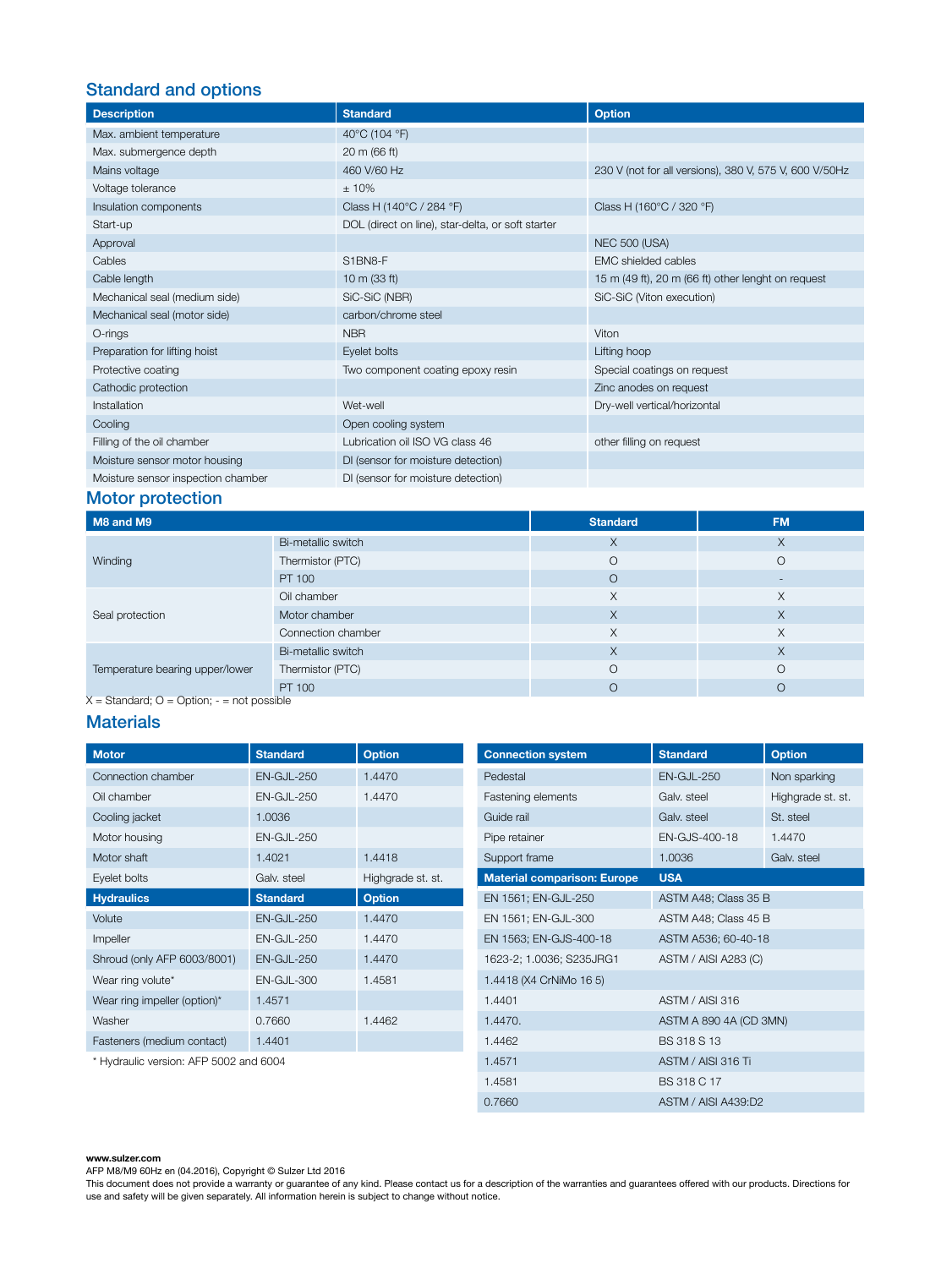## Standard and options

| Description | Standard | Option |
|---|---|---|
| Max. ambient temperature | 40°C (104 °F) | |
| Max. submergence depth | 20 m (66 ft) | |
| Mains voltage | 460 V/60 Hz | 230 V (not for all versions), 380 V, 575 V, 600 V/50Hz |
| Voltage tolerance | ± 10% | |
| Insulation components | Class H (140°C / 284 °F) | Class H (160°C / 320 °F) |
| Start-up | DOL (direct on line), star-delta, or soft starter | |
| Approval | | NEC 500 (USA) |
| Cables | S1BN8-F | EMC shielded cables |
| Cable length | 10 m (33 ft) | 15 m (49 ft), 20 m (66 ft) other lenght on request |
| Mechanical seal (medium side) | SiC-SiC (NBR) | SiC-SiC (Viton execution) |
| Mechanical seal (motor side) | carbon/chrome steel | |
| O-rings | NBR | Viton |
| Preparation for lifting hoist | Eyelet bolts | Lifting hoop |
| Protective coating | Two component coating epoxy resin | Special coatings on request |
| Cathodic protection | | Zinc anodes on request |
| Installation | Wet-well | Dry-well vertical/horizontal |
| Cooling | Open cooling system | |
| Filling of the oil chamber | Lubrication oil ISO VG class 46 | other filling on request |
| Moisture sensor motor housing | DI (sensor for moisture detection) | |
| Moisture sensor inspection chamber | DI (sensor for moisture detection) | |

## Motor protection

| M8 and M9 | | Standard | FM |
|---|---|---|---|
| Winding | Bi-metallic switch | X | X |
| | Thermistor (PTC) | O | O |
| | PT 100 | O | - |
| Seal protection | Oil chamber | X | X |
| | Motor chamber | X | X |
| | Connection chamber | X | X |
| Temperature bearing upper/lower | Bi-metallic switch | X | X |
| | Thermistor (PTC) | O | O |
| | PT 100 | O | O |

X = Standard; O = Option; - = not possible

## Materials

| Motor | Standard | Option |
|---|---|---|
| Connection chamber | EN-GJL-250 | 1.4470 |
| Oil chamber | EN-GJL-250 | 1.4470 |
| Cooling jacket | 1.0036 | |
| Motor housing | EN-GJL-250 | |
| Motor shaft | 1.4021 | 1.4418 |
| Eyelet bolts | Galv. steel | Highgrade st. st. |
| **Hydraulics** | **Standard** | **Option** |
| Volute | EN-GJL-250 | 1.4470 |
| Impeller | EN-GJL-250 | 1.4470 |
| Shroud (only AFP 6003/8001) | EN-GJL-250 | 1.4470 |
| Wear ring volute* | EN-GJL-300 | 1.4581 |
| Wear ring impeller (option)* | 1.4571 | |
| Washer | 0.7660 | 1.4462 |
| Fasteners (medium contact) | 1.4401 | |

* Hydraulic version: AFP 5002 and 6004

| Connection system | Standard | Option |
|---|---|---|
| Pedestal | EN-GJL-250 | Non sparking |
| Fastening elements | Galv. steel | Highgrade st. st. |
| Guide rail | Galv. steel | St. steel |
| Pipe retainer | EN-GJS-400-18 | 1.4470 |
| Support frame | 1.0036 | Galv. steel |

| Material comparison: Europe | USA |
|---|---|
| EN 1561; EN-GJL-250 | ASTM A48; Class 35 B |
| EN 1561; EN-GJL-300 | ASTM A48; Class 45 B |
| EN 1563; EN-GJS-400-18 | ASTM A536; 60-40-18 |
| 1623-2; 1.0036; S235JRG1 | ASTM / AISI A283 (C) |
| 1.4418 (X4 CrNiMo 16 5) | |
| 1.4401 | ASTM / AISI 316 |
| 1.4470. | ASTM A 890 4A (CD 3MN) |
| 1.4462 | BS 318 S 13 |
| 1.4571 | ASTM / AISI 316 Ti |
| 1.4581 | BS 318 C 17 |
| 0.7660 | ASTM / AISI A439:D2 |

**www.sulzer.com**
AFP M8/M9 60Hz en (04.2016), Copyright © Sulzer Ltd 2016
This document does not provide a warranty or guarantee of any kind. Please contact us for a description of the warranties and guarantees offered with our products. Directions for use and safety will be given separately. All information herein is subject to change without notice.